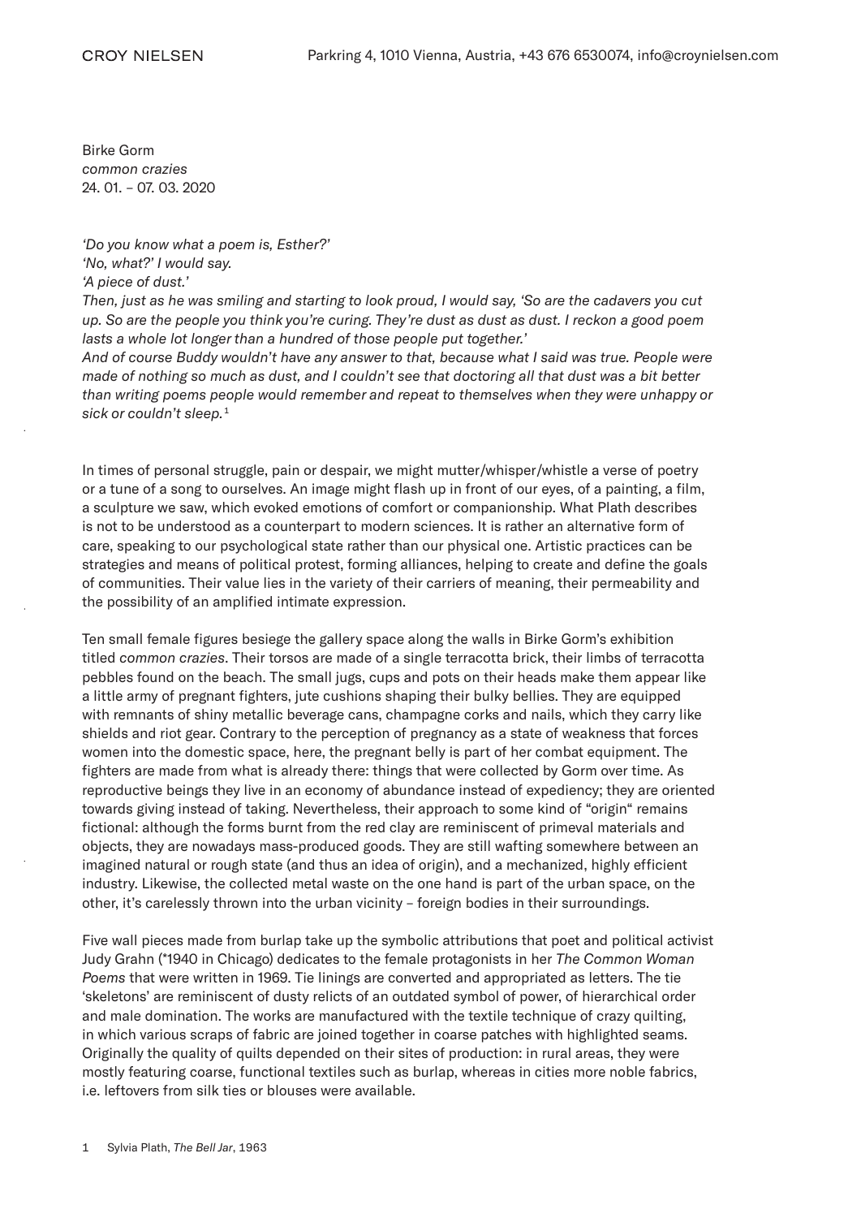Birke Gorm
*common crazies*
24. 01. – 07. 03. 2020

*'Do you know what a poem is, Esther?'*
*'No, what?' I would say.*
*'A piece of dust.'*
*Then, just as he was smiling and starting to look proud, I would say, 'So are the cadavers you cut up. So are the people you think you're curing. They're dust as dust as dust. I reckon a good poem lasts a whole lot longer than a hundred of those people put together.'*
*And of course Buddy wouldn't have any answer to that, because what I said was true. People were made of nothing so much as dust, and I couldn't see that doctoring all that dust was a bit better than writing poems people would remember and repeat to themselves when they were unhappy or sick or couldn't sleep.*[1]

In times of personal struggle, pain or despair, we might mutter/whisper/whistle a verse of poetry or a tune of a song to ourselves. An image might flash up in front of our eyes, of a painting, a film, a sculpture we saw, which evoked emotions of comfort or companionship. What Plath describes is not to be understood as a counterpart to modern sciences. It is rather an alternative form of care, speaking to our psychological state rather than our physical one. Artistic practices can be strategies and means of political protest, forming alliances, helping to create and define the goals of communities. Their value lies in the variety of their carriers of meaning, their permeability and the possibility of an amplified intimate expression.

Ten small female figures besiege the gallery space along the walls in Birke Gorm's exhibition titled *common crazies*. Their torsos are made of a single terracotta brick, their limbs of terracotta pebbles found on the beach. The small jugs, cups and pots on their heads make them appear like a little army of pregnant fighters, jute cushions shaping their bulky bellies. They are equipped with remnants of shiny metallic beverage cans, champagne corks and nails, which they carry like shields and riot gear. Contrary to the perception of pregnancy as a state of weakness that forces women into the domestic space, here, the pregnant belly is part of her combat equipment. The fighters are made from what is already there: things that were collected by Gorm over time. As reproductive beings they live in an economy of abundance instead of expediency; they are oriented towards giving instead of taking. Nevertheless, their approach to some kind of "origin" remains fictional: although the forms burnt from the red clay are reminiscent of primeval materials and objects, they are nowadays mass-produced goods. They are still wafting somewhere between an imagined natural or rough state (and thus an idea of origin), and a mechanized, highly efficient industry. Likewise, the collected metal waste on the one hand is part of the urban space, on the other, it's carelessly thrown into the urban vicinity – foreign bodies in their surroundings.

Five wall pieces made from burlap take up the symbolic attributions that poet and political activist Judy Grahn (*1940 in Chicago) dedicates to the female protagonists in her *The Common Woman Poems* that were written in 1969. Tie linings are converted and appropriated as letters. The tie 'skeletons' are reminiscent of dusty relicts of an outdated symbol of power, of hierarchical order and male domination. The works are manufactured with the textile technique of crazy quilting, in which various scraps of fabric are joined together in coarse patches with highlighted seams. Originally the quality of quilts depended on their sites of production: in rural areas, they were mostly featuring coarse, functional textiles such as burlap, whereas in cities more noble fabrics, i.e. leftovers from silk ties or blouses were available.

1 Sylvia Plath, *The Bell Jar*, 1963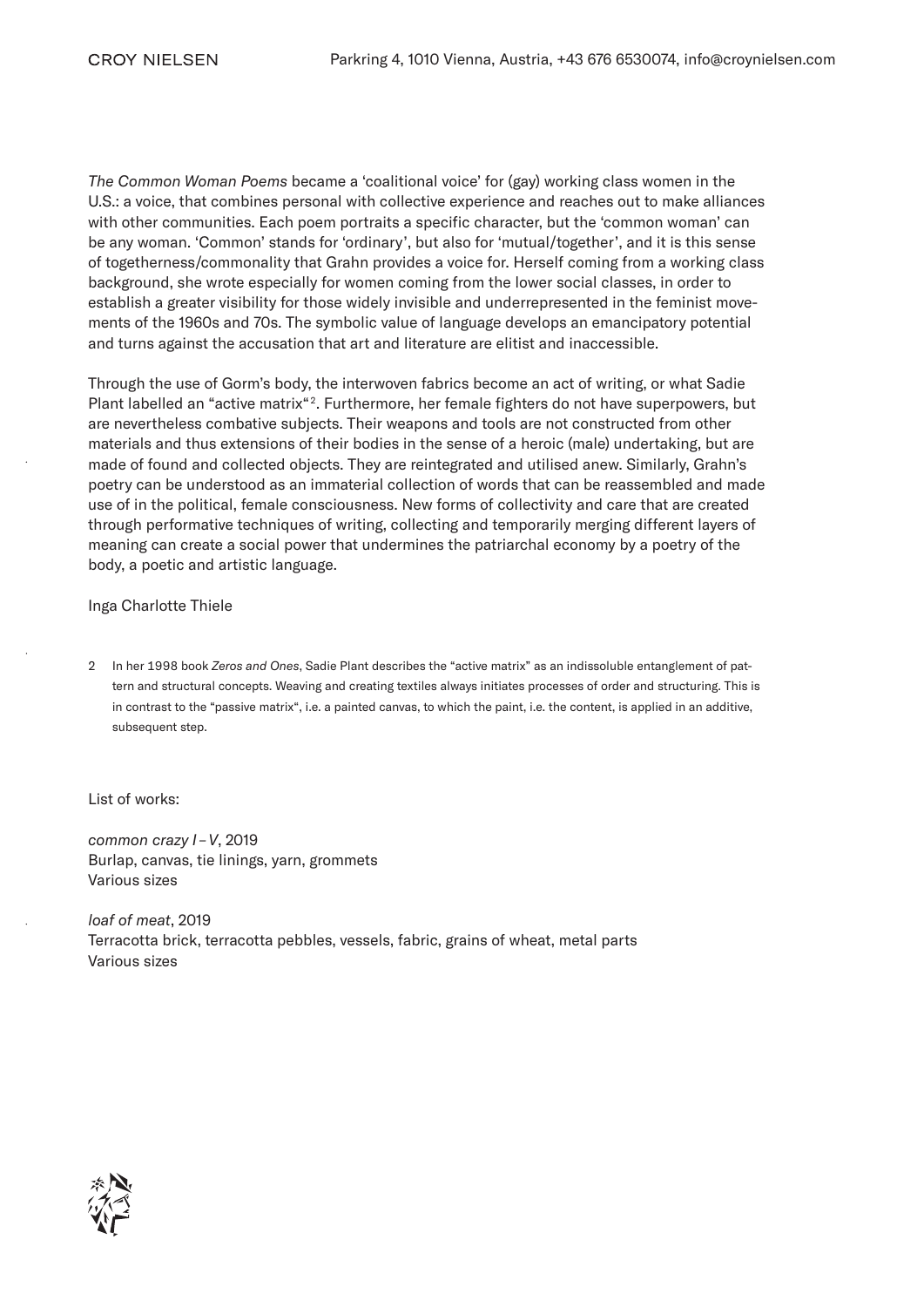*The Common Woman Poems* became a 'coalitional voice' for (gay) working class women in the U.S.: a voice, that combines personal with collective experience and reaches out to make alliances with other communities. Each poem portraits a specific character, but the 'common woman' can be any woman. 'Common' stands for 'ordinary', but also for 'mutual/together', and it is this sense of togetherness/commonality that Grahn provides a voice for. Herself coming from a working class background, she wrote especially for women coming from the lower social classes, in order to establish a greater visibility for those widely invisible and underrepresented in the feminist movements of the 1960s and 70s. The symbolic value of language develops an emancipatory potential and turns against the accusation that art and literature are elitist and inaccessible.

Through the use of Gorm's body, the interwoven fabrics become an act of writing, or what Sadie Plant labelled an "active matrix"[2]. Furthermore, her female fighters do not have superpowers, but are nevertheless combative subjects. Their weapons and tools are not constructed from other materials and thus extensions of their bodies in the sense of a heroic (male) undertaking, but are made of found and collected objects. They are reintegrated and utilised anew. Similarly, Grahn's poetry can be understood as an immaterial collection of words that can be reassembled and made use of in the political, female consciousness. New forms of collectivity and care that are created through performative techniques of writing, collecting and temporarily merging different layers of meaning can create a social power that undermines the patriarchal economy by a poetry of the body, a poetic and artistic language.

Inga Charlotte Thiele

2 In her 1998 book *Zeros and Ones*, Sadie Plant describes the "active matrix" as an indissoluble entanglement of pattern and structural concepts. Weaving and creating textiles always initiates processes of order and structuring. This is in contrast to the "passive matrix", i.e. a painted canvas, to which the paint, i.e. the content, is applied in an additive, subsequent step.

List of works:

*common crazy I – V*, 2019
Burlap, canvas, tie linings, yarn, grommets
Various sizes

*loaf of meat*, 2019
Terracotta brick, terracotta pebbles, vessels, fabric, grains of wheat, metal parts
Various sizes